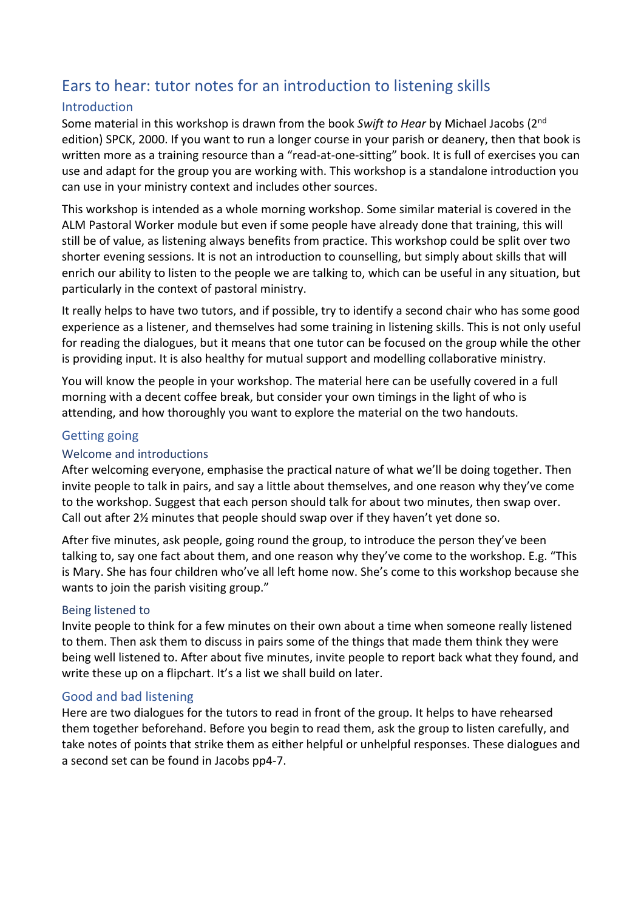# Ears to hear: tutor notes for an introduction to listening skills

## Introduction

Some material in this workshop is drawn from the book *Swift to Hear* by Michael Jacobs (2nd edition) SPCK, 2000. If you want to run a longer course in your parish or deanery, then that book is written more as a training resource than a "read-at-one-sitting" book. It is full of exercises you can use and adapt for the group you are working with. This workshop is a standalone introduction you can use in your ministry context and includes other sources.

This workshop is intended as a whole morning workshop. Some similar material is covered in the ALM Pastoral Worker module but even if some people have already done that training, this will still be of value, as listening always benefits from practice. This workshop could be split over two shorter evening sessions. It is not an introduction to counselling, but simply about skills that will enrich our ability to listen to the people we are talking to, which can be useful in any situation, but particularly in the context of pastoral ministry.

It really helps to have two tutors, and if possible, try to identify a second chair who has some good experience as a listener, and themselves had some training in listening skills. This is not only useful for reading the dialogues, but it means that one tutor can be focused on the group while the other is providing input. It is also healthy for mutual support and modelling collaborative ministry.

You will know the people in your workshop. The material here can be usefully covered in a full morning with a decent coffee break, but consider your own timings in the light of who is attending, and how thoroughly you want to explore the material on the two handouts.

## Getting going

### Welcome and introductions

After welcoming everyone, emphasise the practical nature of what we'll be doing together. Then invite people to talk in pairs, and say a little about themselves, and one reason why they've come to the workshop. Suggest that each person should talk for about two minutes, then swap over. Call out after 2½ minutes that people should swap over if they haven't yet done so.

After five minutes, ask people, going round the group, to introduce the person they've been talking to, say one fact about them, and one reason why they've come to the workshop. E.g. "This is Mary. She has four children who've all left home now. She's come to this workshop because she wants to join the parish visiting group."

### Being listened to

Invite people to think for a few minutes on their own about a time when someone really listened to them. Then ask them to discuss in pairs some of the things that made them think they were being well listened to. After about five minutes, invite people to report back what they found, and write these up on a flipchart. It's a list we shall build on later.

### Good and bad listening

Here are two dialogues for the tutors to read in front of the group. It helps to have rehearsed them together beforehand. Before you begin to read them, ask the group to listen carefully, and take notes of points that strike them as either helpful or unhelpful responses. These dialogues and a second set can be found in Jacobs pp4-7.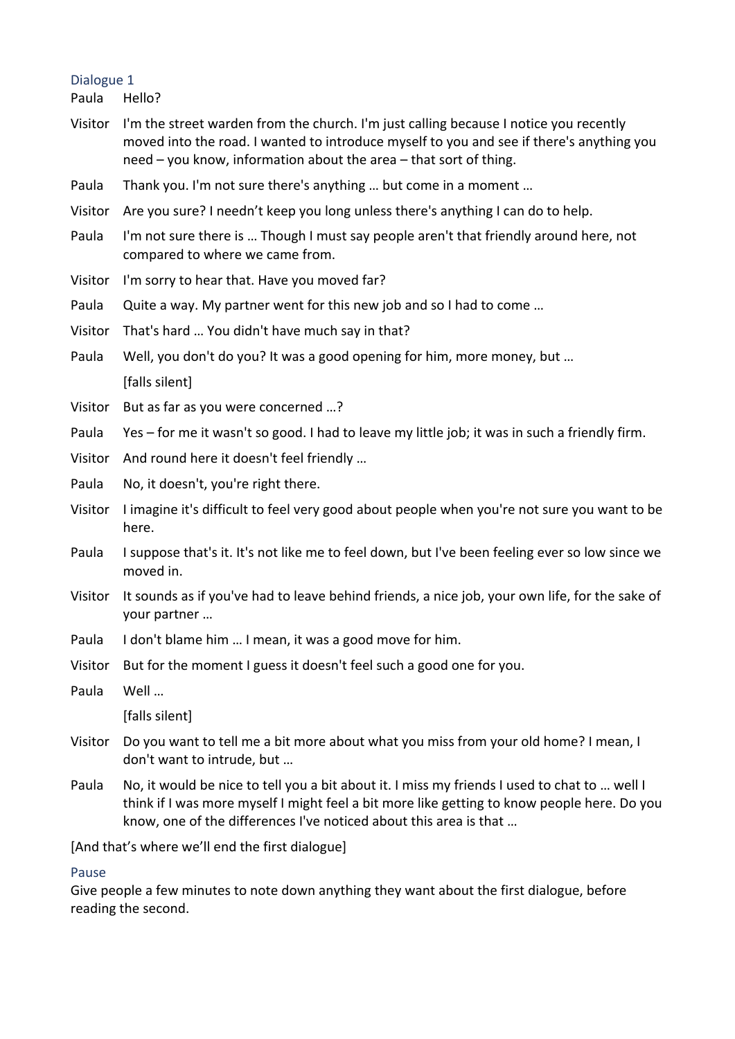## Dialogue 1

**Paula** Hello?

**Visitor** I'm the street warden from the church. I'm just calling because I notice you recently moved into the road. I wanted to introduce myself to you and see if there's anything you need – you know, information about the area – that sort of thing.

**Paula** Thank you. I'm not sure there's anything … but come in a moment …

**Visitor** Are you sure? I needn't keep you long unless there's anything I can do to help.

**Paula** I'm not sure there is … Though I must say people aren't that friendly around here, not compared to where we came from.

**Visitor** I'm sorry to hear that. Have you moved far?

**Paula** Quite a way. My partner went for this new job and so I had to come …

**Visitor** That's hard … You didn't have much say in that?

**Paula** Well, you don't do you? It was a good opening for him, more money, but …

[falls silent]

**Visitor** But as far as you were concerned …?

**Paula** Yes – for me it wasn't so good. I had to leave my little job; it was in such a friendly firm.

**Visitor** And round here it doesn't feel friendly …

**Paula** No, it doesn't, you're right there.

**Visitor** I imagine it's difficult to feel very good about people when you're not sure you want to be here.

**Paula** I suppose that's it. It's not like me to feel down, but I've been feeling ever so low since we moved in.

**Visitor** It sounds as if you've had to leave behind friends, a nice job, your own life, for the sake of your partner …

**Paula** I don't blame him … I mean, it was a good move for him.

**Visitor** But for the moment I guess it doesn't feel such a good one for you.

**Paula** Well …

[falls silent]

**Visitor** Do you want to tell me a bit more about what you miss from your old home? I mean, I don't want to intrude, but …

**Paula** No, it would be nice to tell you a bit about it. I miss my friends I used to chat to … well I think if I was more myself I might feel a bit more like getting to know people here. Do you know, one of the differences I've noticed about this area is that …

[And that's where we'll end the first dialogue]

## Pause

Give people a few minutes to note down anything they want about the first dialogue, before reading the second.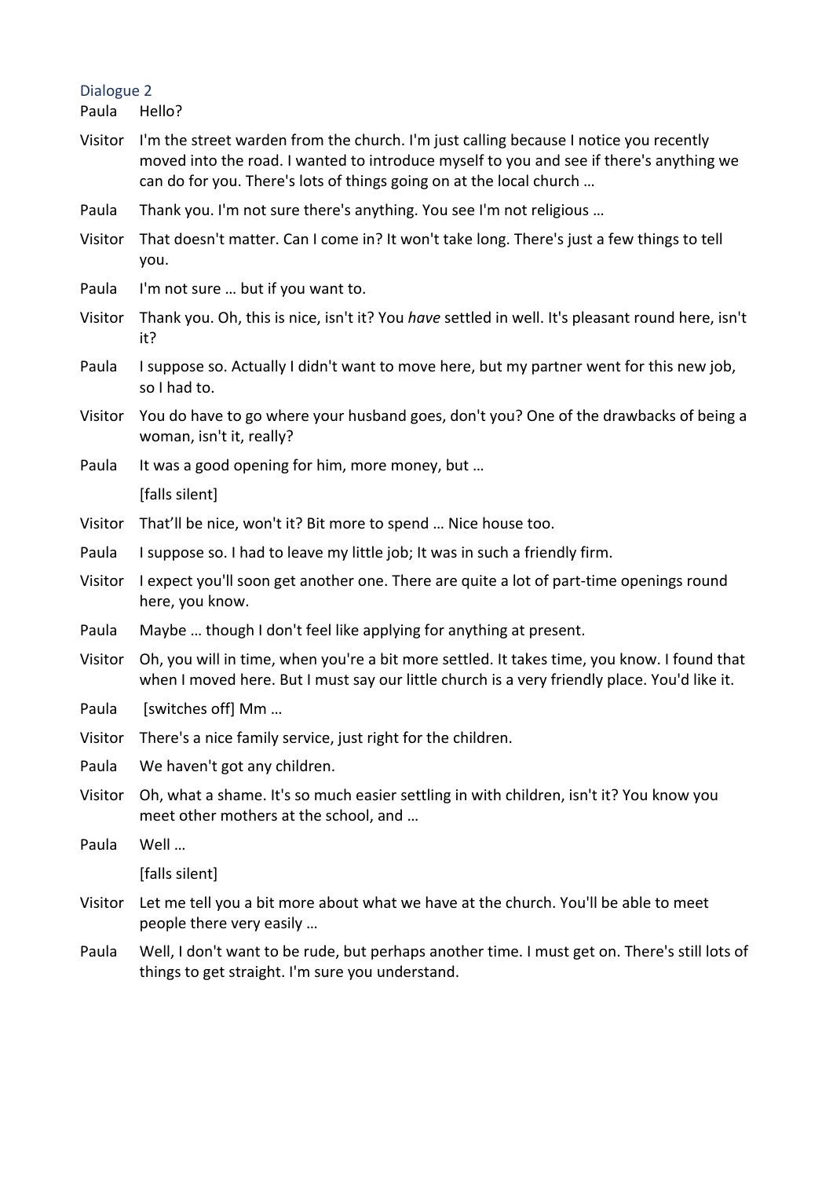### Dialogue 2

**Paula** Hello?

**Visitor** I'm the street warden from the church. I'm just calling because I notice you recently moved into the road. I wanted to introduce myself to you and see if there's anything we can do for you. There's lots of things going on at the local church …

**Paula** Thank you. I'm not sure there's anything. You see I'm not religious …

**Visitor** That doesn't matter. Can I come in? It won't take long. There's just a few things to tell you.

**Paula** I'm not sure … but if you want to.

**Visitor** Thank you. Oh, this is nice, isn't it? You *have* settled in well. It's pleasant round here, isn't it?

**Paula** I suppose so. Actually I didn't want to move here, but my partner went for this new job, so I had to.

**Visitor** You do have to go where your husband goes, don't you? One of the drawbacks of being a woman, isn't it, really?

**Paula** It was a good opening for him, more money, but …

[falls silent]

**Visitor** That'll be nice, won't it? Bit more to spend … Nice house too.

**Paula** I suppose so. I had to leave my little job; It was in such a friendly firm.

**Visitor** I expect you'll soon get another one. There are quite a lot of part-time openings round here, you know.

**Paula** Maybe … though I don't feel like applying for anything at present.

**Visitor** Oh, you will in time, when you're a bit more settled. It takes time, you know. I found that when I moved here. But I must say our little church is a very friendly place. You'd like it.

**Paula** [switches off] Mm …

**Visitor** There's a nice family service, just right for the children.

**Paula** We haven't got any children.

**Visitor** Oh, what a shame. It's so much easier settling in with children, isn't it? You know you meet other mothers at the school, and …

**Paula** Well …

[falls silent]

**Visitor** Let me tell you a bit more about what we have at the church. You'll be able to meet people there very easily …

**Paula** Well, I don't want to be rude, but perhaps another time. I must get on. There's still lots of things to get straight. I'm sure you understand.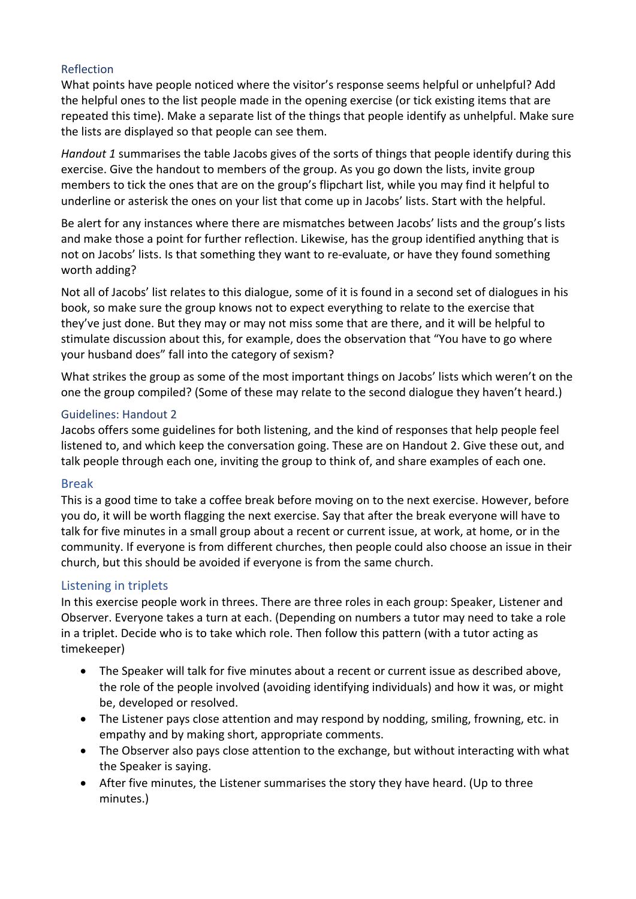### Reflection

What points have people noticed where the visitor's response seems helpful or unhelpful? Add the helpful ones to the list people made in the opening exercise (or tick existing items that are repeated this time). Make a separate list of the things that people identify as unhelpful. Make sure the lists are displayed so that people can see them.

*Handout 1* summarises the table Jacobs gives of the sorts of things that people identify during this exercise. Give the handout to members of the group. As you go down the lists, invite group members to tick the ones that are on the group's flipchart list, while you may find it helpful to underline or asterisk the ones on your list that come up in Jacobs' lists. Start with the helpful.

Be alert for any instances where there are mismatches between Jacobs' lists and the group's lists and make those a point for further reflection. Likewise, has the group identified anything that is not on Jacobs' lists. Is that something they want to re-evaluate, or have they found something worth adding?

Not all of Jacobs' list relates to this dialogue, some of it is found in a second set of dialogues in his book, so make sure the group knows not to expect everything to relate to the exercise that they've just done. But they may or may not miss some that are there, and it will be helpful to stimulate discussion about this, for example, does the observation that "You have to go where your husband does" fall into the category of sexism?

What strikes the group as some of the most important things on Jacobs' lists which weren't on the one the group compiled? (Some of these may relate to the second dialogue they haven't heard.)

### Guidelines: Handout 2

Jacobs offers some guidelines for both listening, and the kind of responses that help people feel listened to, and which keep the conversation going. These are on Handout 2. Give these out, and talk people through each one, inviting the group to think of, and share examples of each one.

## Break

This is a good time to take a coffee break before moving on to the next exercise. However, before you do, it will be worth flagging the next exercise. Say that after the break everyone will have to talk for five minutes in a small group about a recent or current issue, at work, at home, or in the community. If everyone is from different churches, then people could also choose an issue in their church, but this should be avoided if everyone is from the same church.

## Listening in triplets

In this exercise people work in threes. There are three roles in each group: Speaker, Listener and Observer. Everyone takes a turn at each. (Depending on numbers a tutor may need to take a role in a triplet. Decide who is to take which role. Then follow this pattern (with a tutor acting as timekeeper)

- The Speaker will talk for five minutes about a recent or current issue as described above, the role of the people involved (avoiding identifying individuals) and how it was, or might be, developed or resolved.
- The Listener pays close attention and may respond by nodding, smiling, frowning, etc. in empathy and by making short, appropriate comments.
- The Observer also pays close attention to the exchange, but without interacting with what the Speaker is saying.
- After five minutes, the Listener summarises the story they have heard. (Up to three minutes.)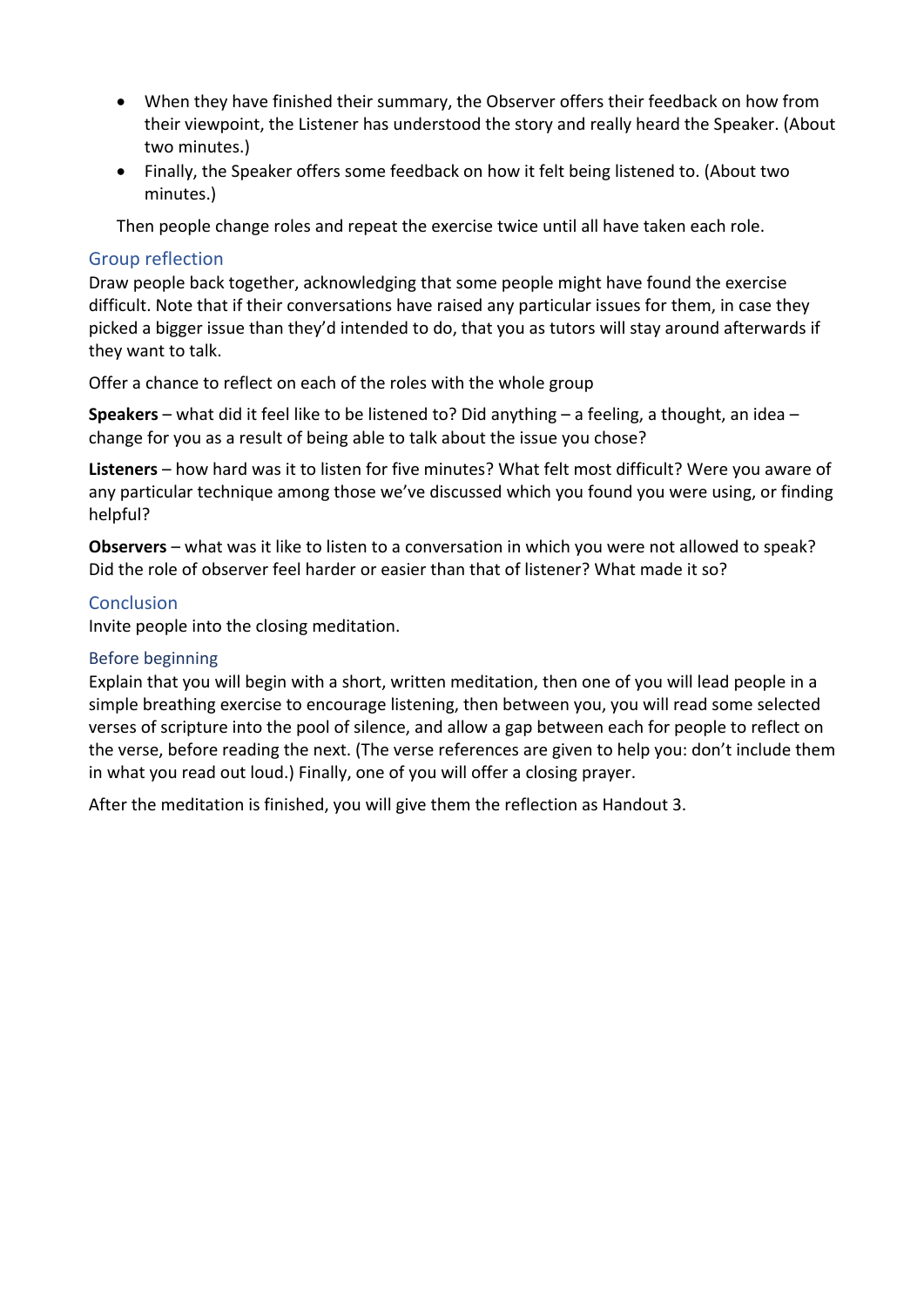- When they have finished their summary, the Observer offers their feedback on how from their viewpoint, the Listener has understood the story and really heard the Speaker. (About two minutes.)
- Finally, the Speaker offers some feedback on how it felt being listened to. (About two minutes.)

Then people change roles and repeat the exercise twice until all have taken each role.

### Group reflection

Draw people back together, acknowledging that some people might have found the exercise difficult. Note that if their conversations have raised any particular issues for them, in case they picked a bigger issue than they'd intended to do, that you as tutors will stay around afterwards if they want to talk.

Offer a chance to reflect on each of the roles with the whole group

**Speakers** – what did it feel like to be listened to? Did anything – a feeling, a thought, an idea – change for you as a result of being able to talk about the issue you chose?

**Listeners** – how hard was it to listen for five minutes? What felt most difficult? Were you aware of any particular technique among those we've discussed which you found you were using, or finding helpful?

**Observers** – what was it like to listen to a conversation in which you were not allowed to speak? Did the role of observer feel harder or easier than that of listener? What made it so?

### Conclusion

Invite people into the closing meditation.

### Before beginning

Explain that you will begin with a short, written meditation, then one of you will lead people in a simple breathing exercise to encourage listening, then between you, you will read some selected verses of scripture into the pool of silence, and allow a gap between each for people to reflect on the verse, before reading the next. (The verse references are given to help you: don't include them in what you read out loud.) Finally, one of you will offer a closing prayer.

After the meditation is finished, you will give them the reflection as Handout 3.